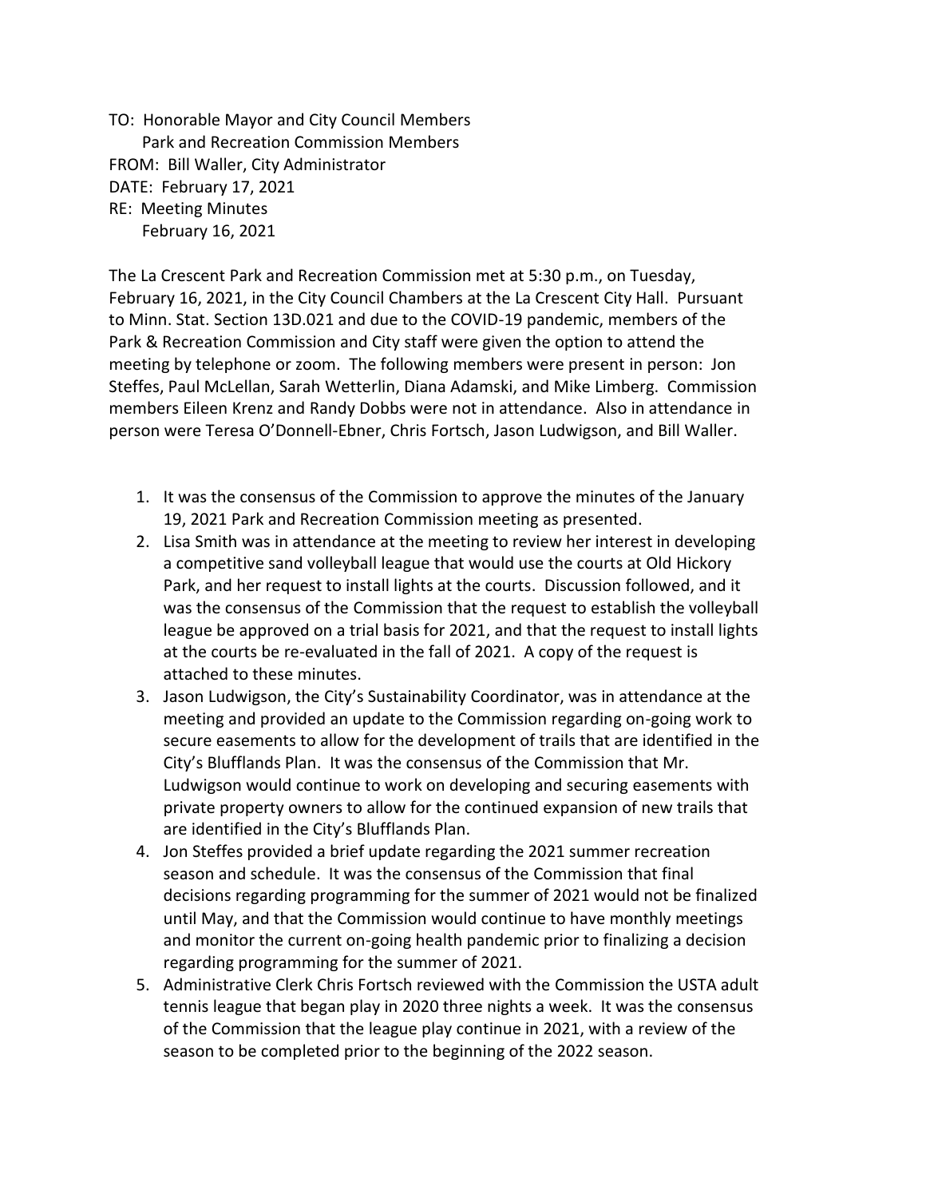TO: Honorable Mayor and City Council Members
Park and Recreation Commission Members
FROM: Bill Waller, City Administrator
DATE: February 17, 2021
RE: Meeting Minutes
February 16, 2021

The La Crescent Park and Recreation Commission met at 5:30 p.m., on Tuesday, February 16, 2021, in the City Council Chambers at the La Crescent City Hall. Pursuant to Minn. Stat. Section 13D.021 and due to the COVID-19 pandemic, members of the Park & Recreation Commission and City staff were given the option to attend the meeting by telephone or zoom. The following members were present in person: Jon Steffes, Paul McLellan, Sarah Wetterlin, Diana Adamski, and Mike Limberg. Commission members Eileen Krenz and Randy Dobbs were not in attendance. Also in attendance in person were Teresa O'Donnell-Ebner, Chris Fortsch, Jason Ludwigson, and Bill Waller.

1. It was the consensus of the Commission to approve the minutes of the January 19, 2021 Park and Recreation Commission meeting as presented.
2. Lisa Smith was in attendance at the meeting to review her interest in developing a competitive sand volleyball league that would use the courts at Old Hickory Park, and her request to install lights at the courts. Discussion followed, and it was the consensus of the Commission that the request to establish the volleyball league be approved on a trial basis for 2021, and that the request to install lights at the courts be re-evaluated in the fall of 2021. A copy of the request is attached to these minutes.
3. Jason Ludwigson, the City's Sustainability Coordinator, was in attendance at the meeting and provided an update to the Commission regarding on-going work to secure easements to allow for the development of trails that are identified in the City's Blufflands Plan. It was the consensus of the Commission that Mr. Ludwigson would continue to work on developing and securing easements with private property owners to allow for the continued expansion of new trails that are identified in the City's Blufflands Plan.
4. Jon Steffes provided a brief update regarding the 2021 summer recreation season and schedule. It was the consensus of the Commission that final decisions regarding programming for the summer of 2021 would not be finalized until May, and that the Commission would continue to have monthly meetings and monitor the current on-going health pandemic prior to finalizing a decision regarding programming for the summer of 2021.
5. Administrative Clerk Chris Fortsch reviewed with the Commission the USTA adult tennis league that began play in 2020 three nights a week. It was the consensus of the Commission that the league play continue in 2021, with a review of the season to be completed prior to the beginning of the 2022 season.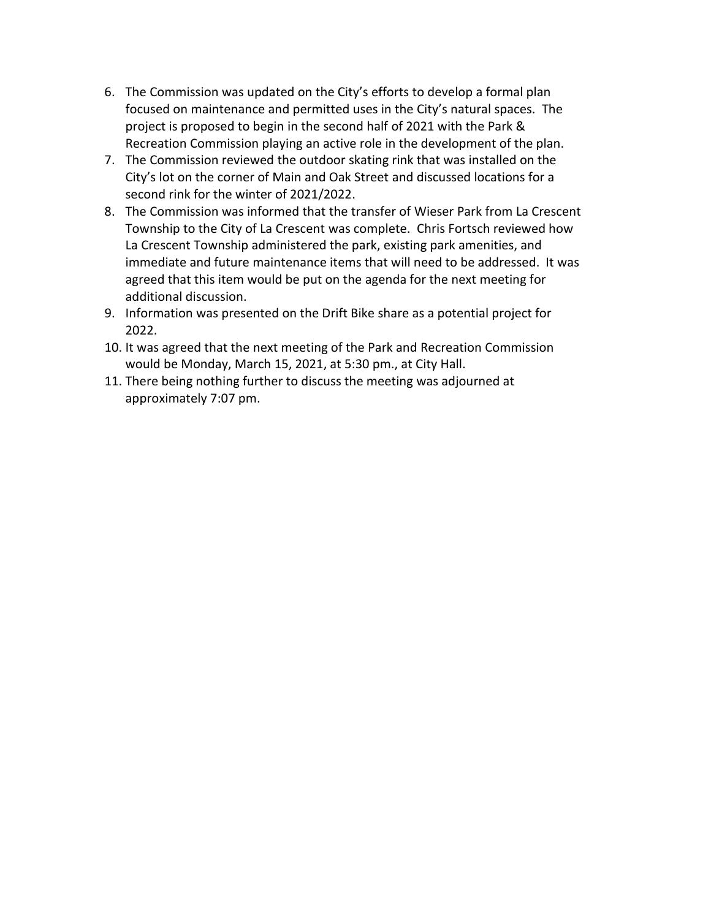6. The Commission was updated on the City's efforts to develop a formal plan focused on maintenance and permitted uses in the City's natural spaces. The project is proposed to begin in the second half of 2021 with the Park & Recreation Commission playing an active role in the development of the plan.
7. The Commission reviewed the outdoor skating rink that was installed on the City's lot on the corner of Main and Oak Street and discussed locations for a second rink for the winter of 2021/2022.
8. The Commission was informed that the transfer of Wieser Park from La Crescent Township to the City of La Crescent was complete. Chris Fortsch reviewed how La Crescent Township administered the park, existing park amenities, and immediate and future maintenance items that will need to be addressed. It was agreed that this item would be put on the agenda for the next meeting for additional discussion.
9. Information was presented on the Drift Bike share as a potential project for 2022.
10. It was agreed that the next meeting of the Park and Recreation Commission would be Monday, March 15, 2021, at 5:30 pm., at City Hall.
11. There being nothing further to discuss the meeting was adjourned at approximately 7:07 pm.